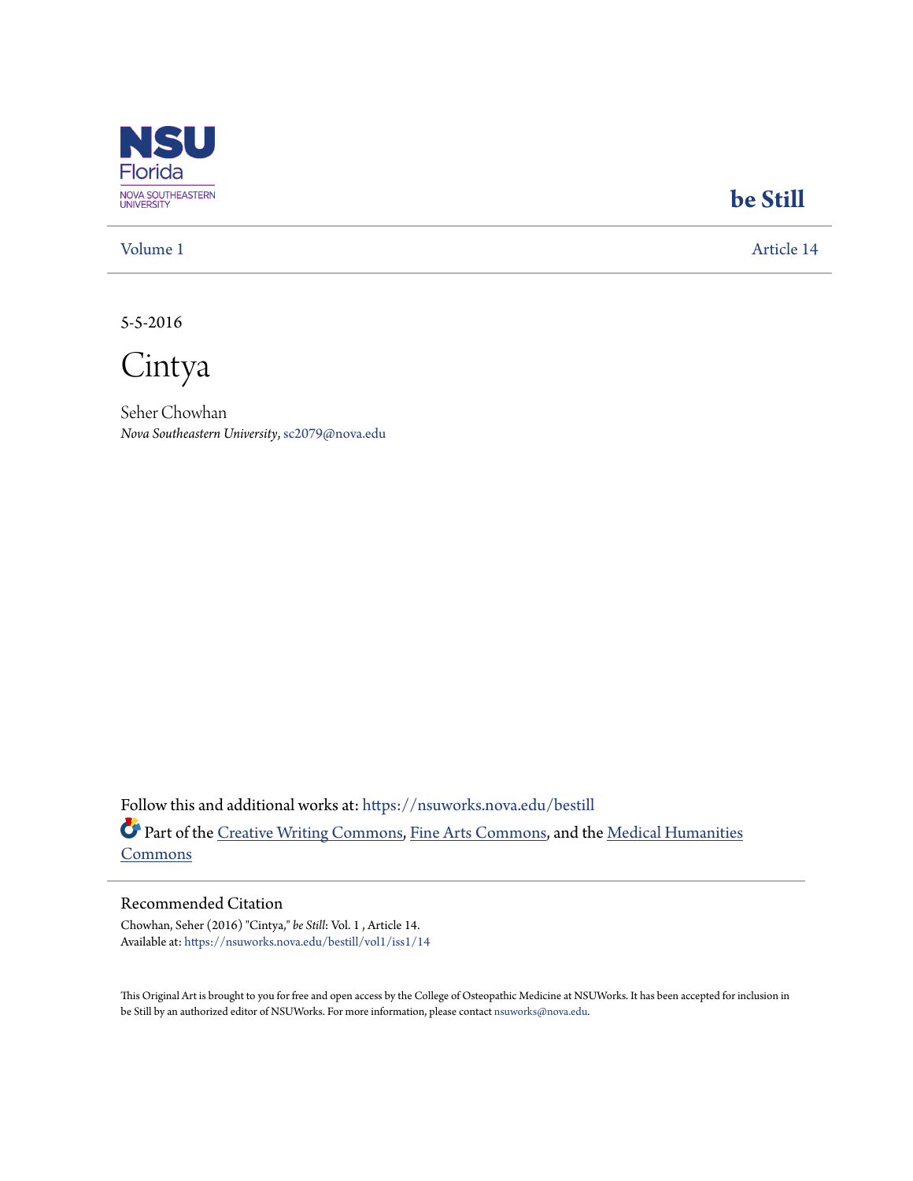NSU Florida
NOVA SOUTHEASTERN UNIVERSITY

**be Still**

Volume 1 | Article 14

5-5-2016

# Cintya

Seher Chowhan
*Nova Southeastern University*, sc2079@nova.edu

Follow this and additional works at: https://nsuworks.nova.edu/bestill

Part of the Creative Writing Commons, Fine Arts Commons, and the Medical Humanities Commons

## Recommended Citation

Chowhan, Seher (2016) "Cintya," *be Still*: Vol. 1 , Article 14.
Available at: https://nsuworks.nova.edu/bestill/vol1/iss1/14

This Original Art is brought to you for free and open access by the College of Osteopathic Medicine at NSUWorks. It has been accepted for inclusion in be Still by an authorized editor of NSUWorks. For more information, please contact nsuworks@nova.edu.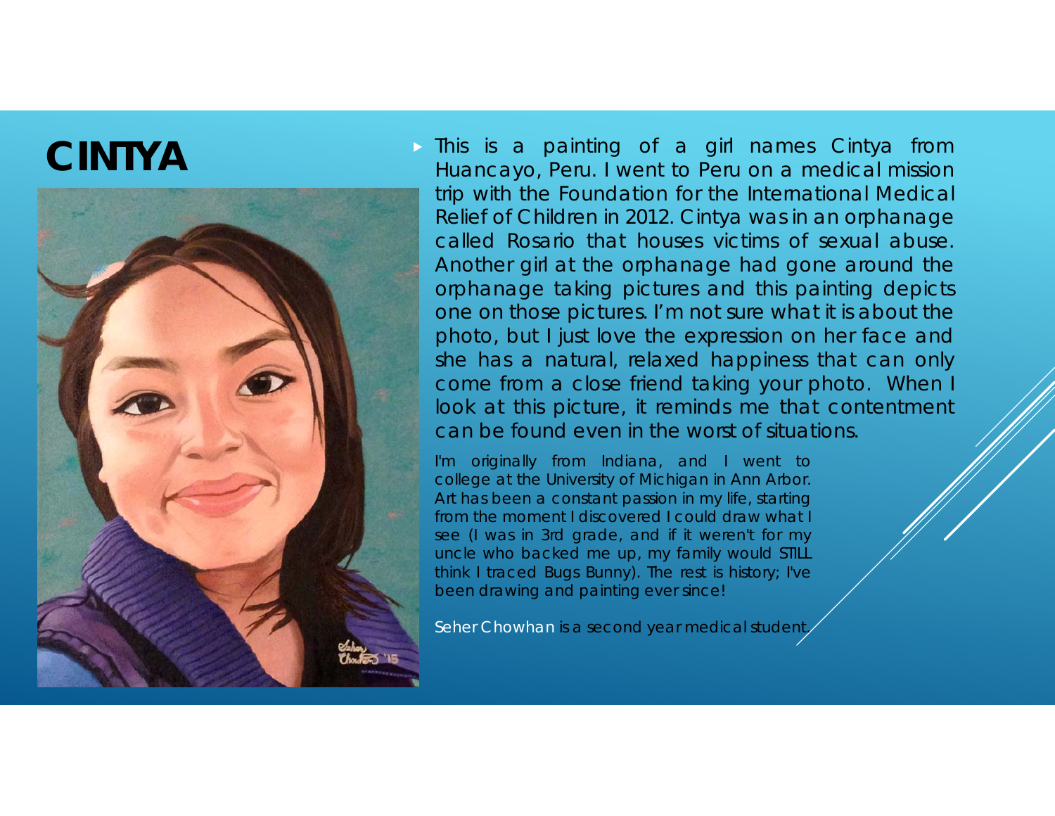# CINTYA

- This is a painting of a girl names Cintya from Huancayo, Peru. I went to Peru on a medical mission trip with the Foundation for the International Medical Relief of Children in 2012. Cintya was in an orphanage called Rosario that houses victims of sexual abuse. Another girl at the orphanage had gone around the orphanage taking pictures and this painting depicts one on those pictures. I'm not sure what it is about the photo, but I just love the expression on her face and she has a natural, relaxed happiness that can only come from a close friend taking your photo. When I look at this picture, it reminds me that contentment can be found even in the worst of situations.

I'm originally from Indiana, and I went to college at the University of Michigan in Ann Arbor. Art has been a constant passion in my life, starting from the moment I discovered I could draw what I see (I was in 3rd grade, and if it weren't for my uncle who backed me up, my family would STILL think I traced Bugs Bunny). The rest is history; I've been drawing and painting ever since!

Seher Chowhan is a second year medical student.